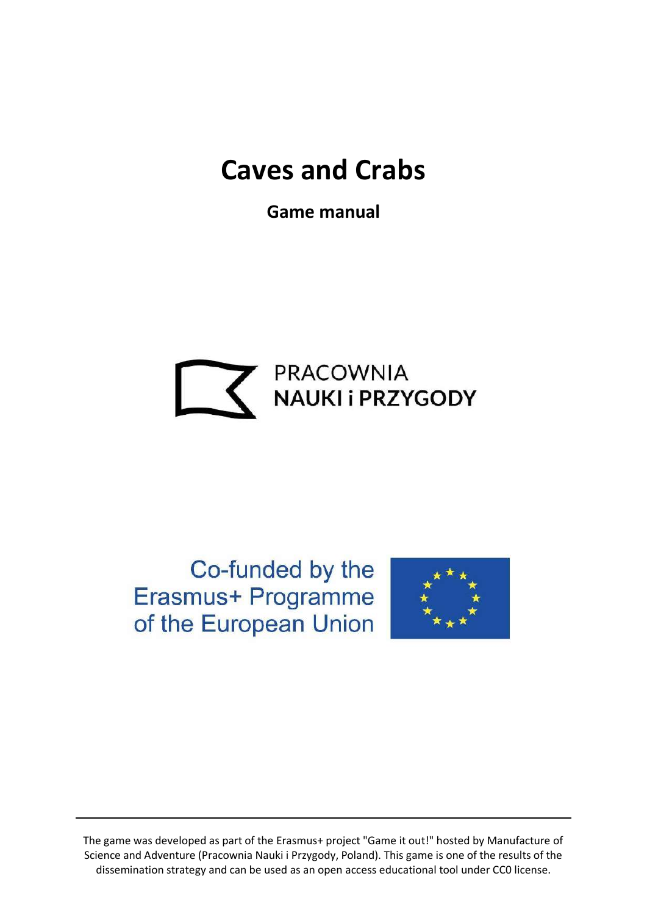# Caves and Crabs

**Game manual**

PRACOWNIA
NAUKI i PRZYGODY

Co-funded by the
Erasmus+ Programme
of the European Union

The game was developed as part of the Erasmus+ project "Game it out!" hosted by Manufacture of Science and Adventure (Pracownia Nauki i Przygody, Poland). This game is one of the results of the dissemination strategy and can be used as an open access educational tool under CC0 license.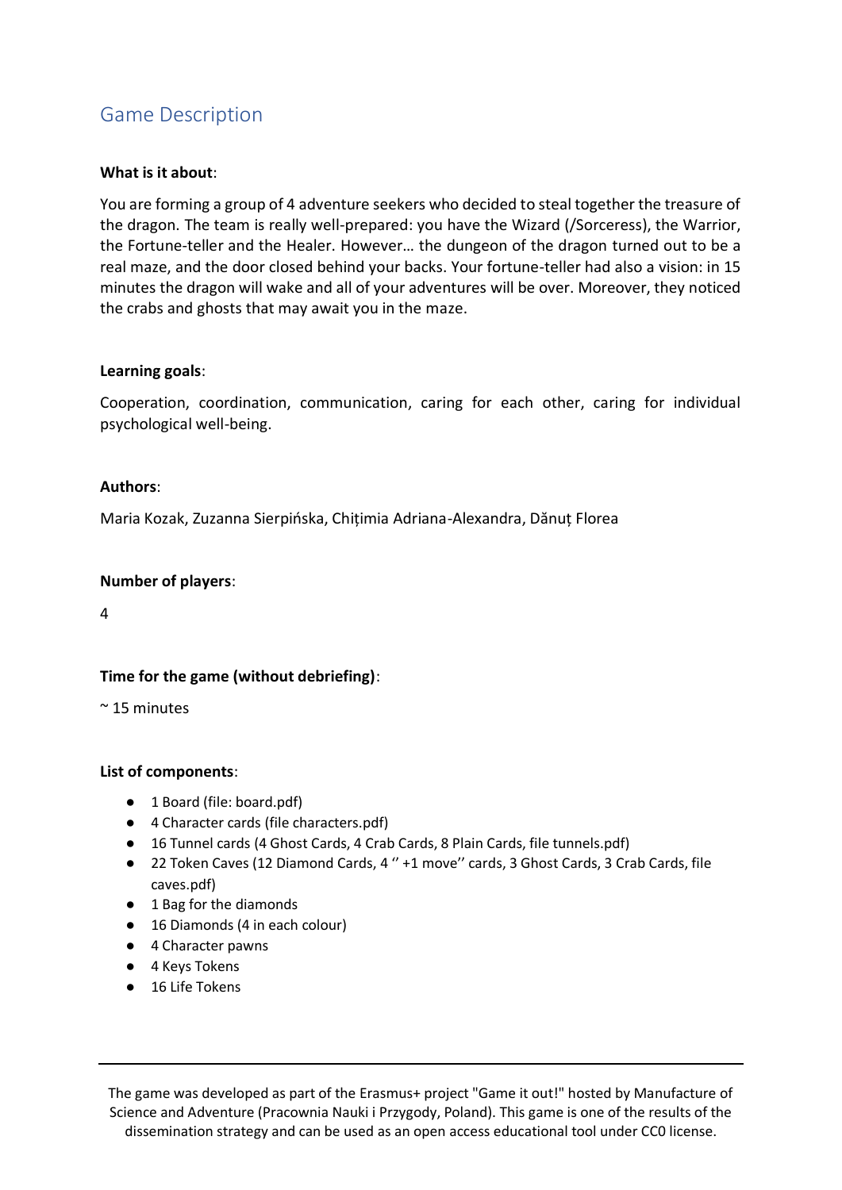## Game Description

**What is it about**:

You are forming a group of 4 adventure seekers who decided to steal together the treasure of the dragon. The team is really well-prepared: you have the Wizard (/Sorceress), the Warrior, the Fortune-teller and the Healer. However… the dungeon of the dragon turned out to be a real maze, and the door closed behind your backs. Your fortune-teller had also a vision: in 15 minutes the dragon will wake and all of your adventures will be over. Moreover, they noticed the crabs and ghosts that may await you in the maze.

**Learning goals**:

Cooperation, coordination, communication, caring for each other, caring for individual psychological well-being.

**Authors**:

Maria Kozak, Zuzanna Sierpińska, Chițimia Adriana-Alexandra, Dănuț Florea

**Number of players**:

4

**Time for the game (without debriefing)**:

~ 15 minutes

**List of components**:

- 1 Board (file: board.pdf)
- 4 Character cards (file characters.pdf)
- 16 Tunnel cards (4 Ghost Cards, 4 Crab Cards, 8 Plain Cards, file tunnels.pdf)
- 22 Token Caves (12 Diamond Cards, 4 '' +1 move'' cards, 3 Ghost Cards, 3 Crab Cards, file caves.pdf)
- 1 Bag for the diamonds
- 16 Diamonds (4 in each colour)
- 4 Character pawns
- 4 Keys Tokens
- 16 Life Tokens

The game was developed as part of the Erasmus+ project "Game it out!" hosted by Manufacture of Science and Adventure (Pracownia Nauki i Przygody, Poland). This game is one of the results of the dissemination strategy and can be used as an open access educational tool under CC0 license.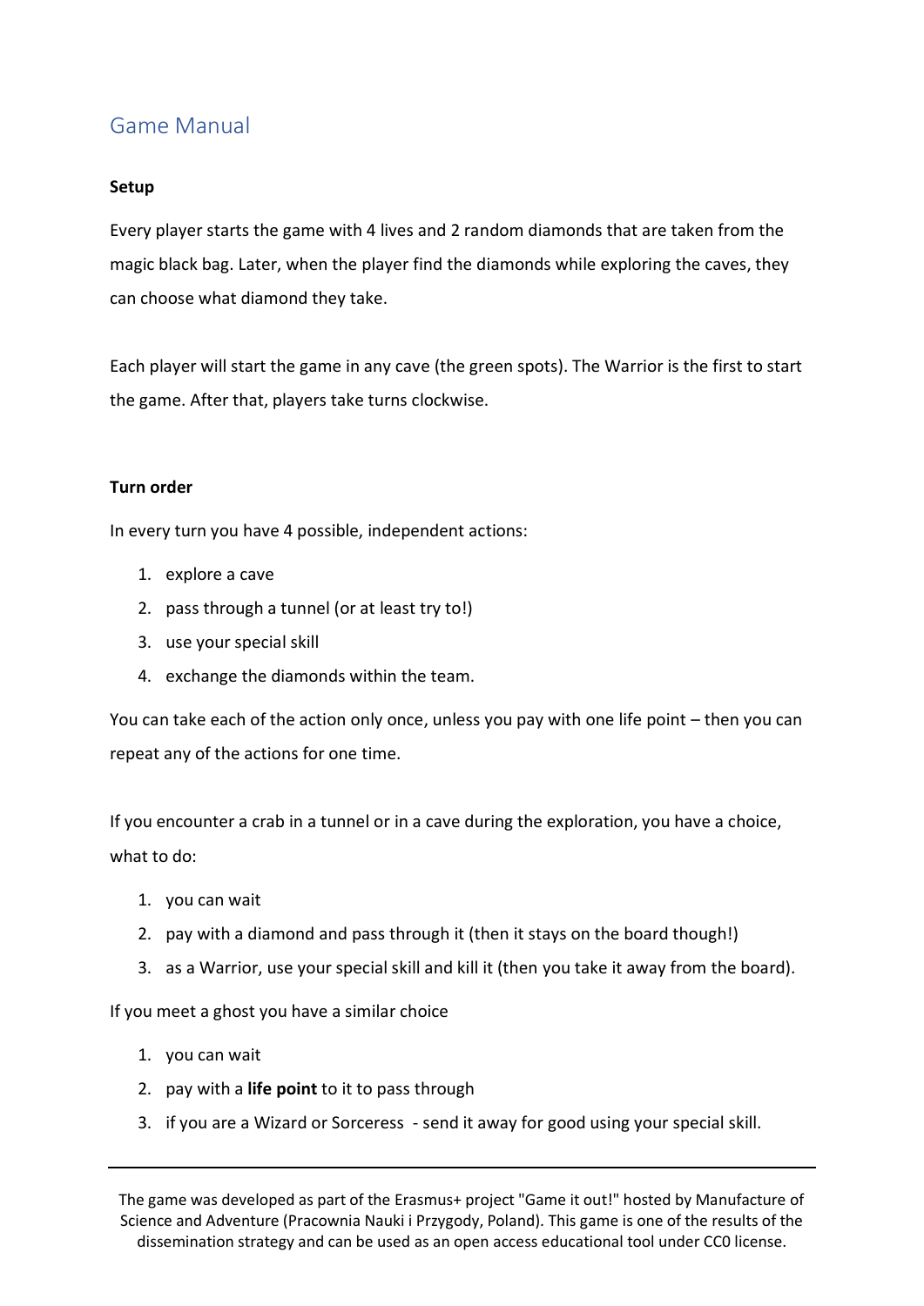## Game Manual

**Setup**

Every player starts the game with 4 lives and 2 random diamonds that are taken from the magic black bag. Later, when the player find the diamonds while exploring the caves, they can choose what diamond they take.

Each player will start the game in any cave (the green spots). The Warrior is the first to start the game. After that, players take turns clockwise.

**Turn order**

In every turn you have 4 possible, independent actions:

1. explore a cave
2. pass through a tunnel (or at least try to!)
3. use your special skill
4. exchange the diamonds within the team.

You can take each of the action only once, unless you pay with one life point – then you can repeat any of the actions for one time.

If you encounter a crab in a tunnel or in a cave during the exploration, you have a choice, what to do:

1. you can wait
2. pay with a diamond and pass through it (then it stays on the board though!)
3. as a Warrior, use your special skill and kill it (then you take it away from the board).

If you meet a ghost you have a similar choice

1. you can wait
2. pay with a **life point** to it to pass through
3. if you are a Wizard or Sorceress - send it away for good using your special skill.

The game was developed as part of the Erasmus+ project "Game it out!" hosted by Manufacture of Science and Adventure (Pracownia Nauki i Przygody, Poland). This game is one of the results of the dissemination strategy and can be used as an open access educational tool under CC0 license.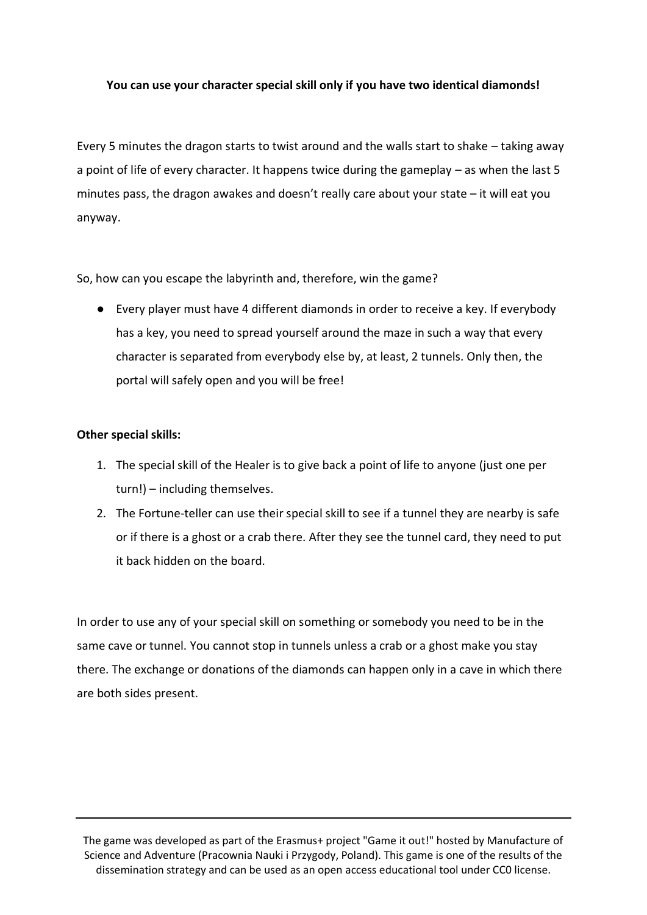**You can use your character special skill only if you have two identical diamonds!**

Every 5 minutes the dragon starts to twist around and the walls start to shake – taking away a point of life of every character. It happens twice during the gameplay – as when the last 5 minutes pass, the dragon awakes and doesn't really care about your state – it will eat you anyway.

So, how can you escape the labyrinth and, therefore, win the game?

- Every player must have 4 different diamonds in order to receive a key. If everybody has a key, you need to spread yourself around the maze in such a way that every character is separated from everybody else by, at least, 2 tunnels. Only then, the portal will safely open and you will be free!

**Other special skills:**

1. The special skill of the Healer is to give back a point of life to anyone (just one per turn!) – including themselves.
2. The Fortune-teller can use their special skill to see if a tunnel they are nearby is safe or if there is a ghost or a crab there. After they see the tunnel card, they need to put it back hidden on the board.

In order to use any of your special skill on something or somebody you need to be in the same cave or tunnel. You cannot stop in tunnels unless a crab or a ghost make you stay there. The exchange or donations of the diamonds can happen only in a cave in which there are both sides present.

The game was developed as part of the Erasmus+ project "Game it out!" hosted by Manufacture of Science and Adventure (Pracownia Nauki i Przygody, Poland). This game is one of the results of the dissemination strategy and can be used as an open access educational tool under CC0 license.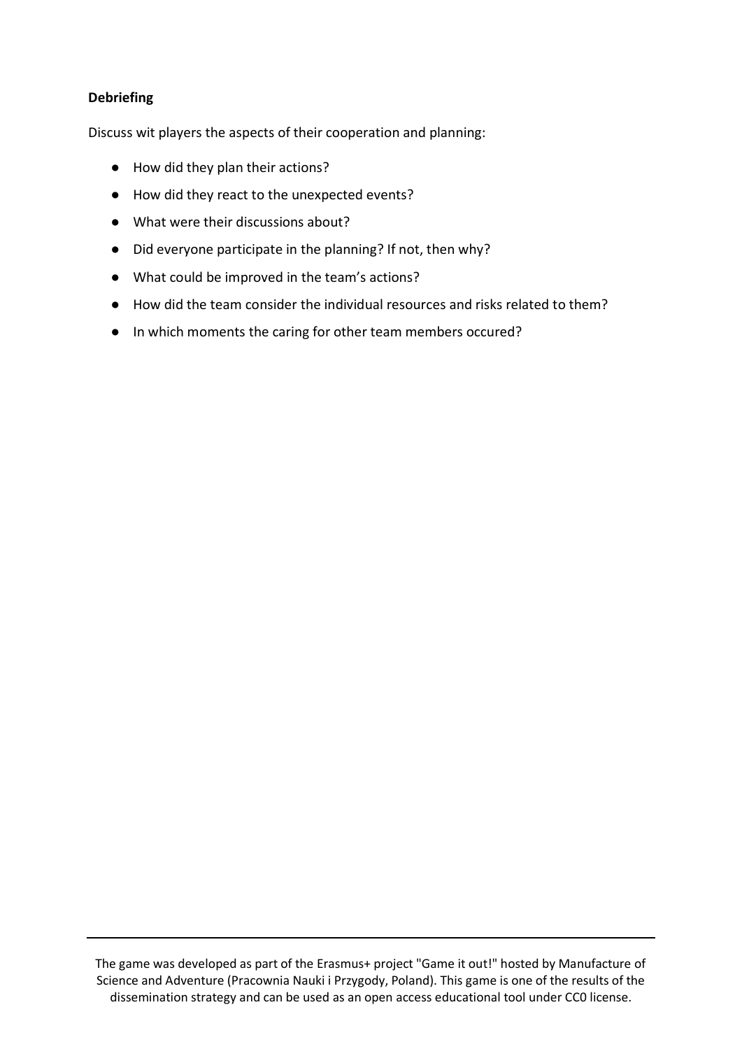**Debriefing**

Discuss wit players the aspects of their cooperation and planning:

- How did they plan their actions?
- How did they react to the unexpected events?
- What were their discussions about?
- Did everyone participate in the planning? If not, then why?
- What could be improved in the team's actions?
- How did the team consider the individual resources and risks related to them?
- In which moments the caring for other team members occured?

---

The game was developed as part of the Erasmus+ project "Game it out!" hosted by Manufacture of Science and Adventure (Pracownia Nauki i Przygody, Poland). This game is one of the results of the dissemination strategy and can be used as an open access educational tool under CC0 license.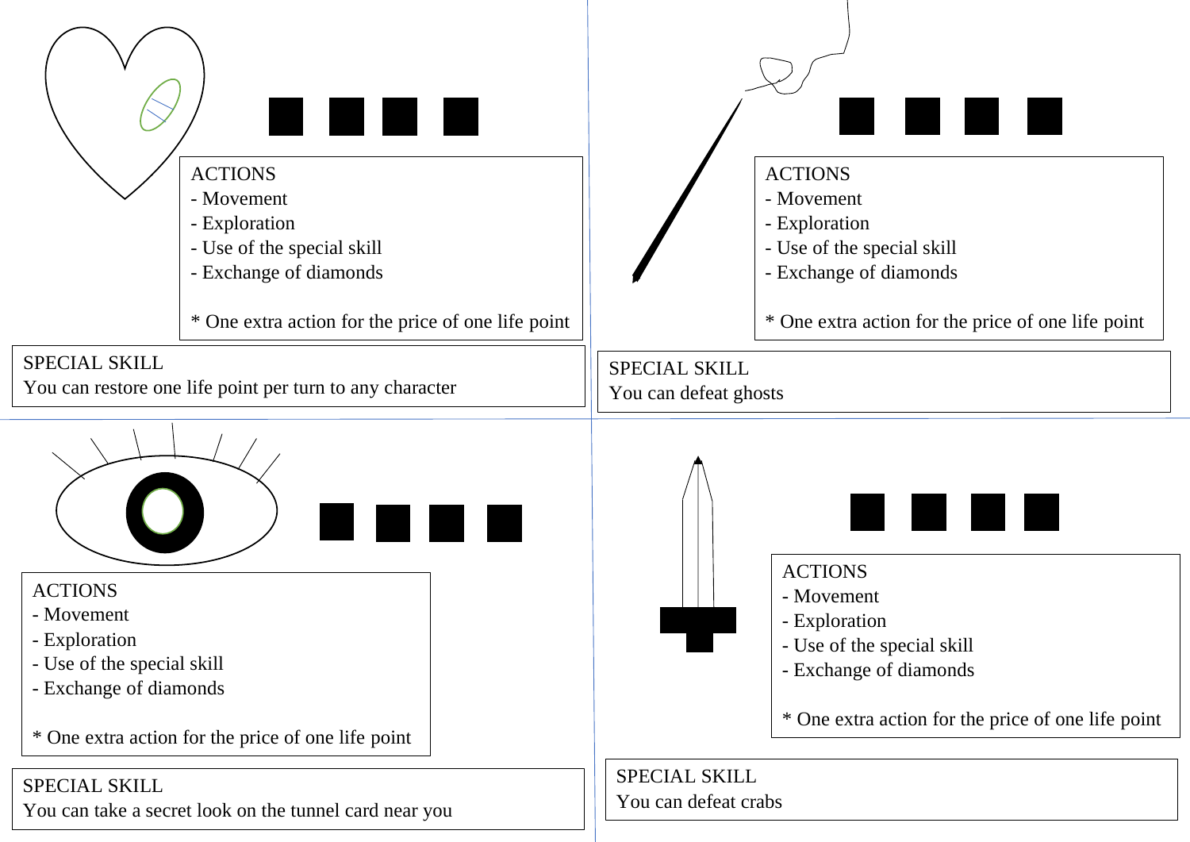ACTIONS
- Movement
- Exploration
- Use of the special skill
- Exchange of diamonds

* One extra action for the price of one life point

SPECIAL SKILL
You can restore one life point per turn to any character

ACTIONS
- Movement
- Exploration
- Use of the special skill
- Exchange of diamonds

* One extra action for the price of one life point

SPECIAL SKILL
You can defeat ghosts

ACTIONS
- Movement
- Exploration
- Use of the special skill
- Exchange of diamonds

* One extra action for the price of one life point

SPECIAL SKILL
You can take a secret look on the tunnel card near you

ACTIONS
- Movement
- Exploration
- Use of the special skill
- Exchange of diamonds

* One extra action for the price of one life point

SPECIAL SKILL
You can defeat crabs